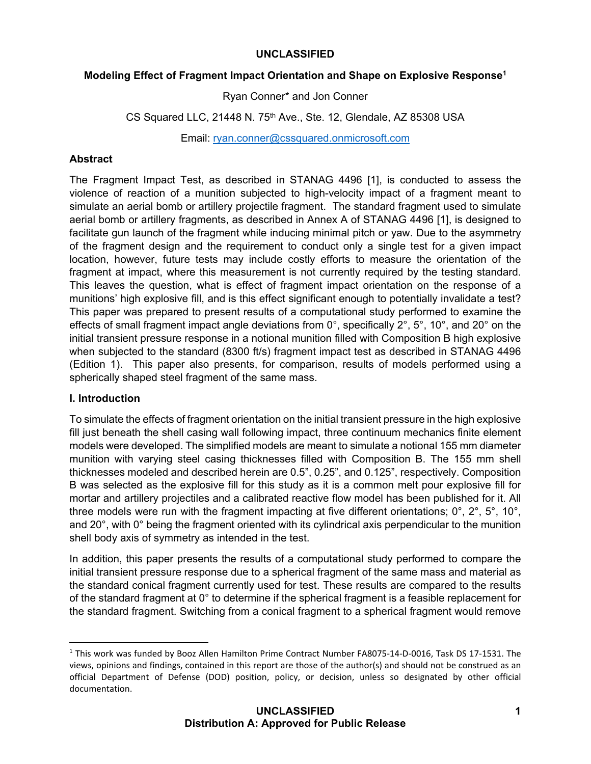**UNCLASSIFIED**

# Modeling Effect of Fragment Impact Orientation and Shape on Explosive Response[1]

Ryan Conner* and Jon Conner

CS Squared LLC, 21448 N. 75th Ave., Ste. 12, Glendale, AZ 85308 USA

Email: ryan.conner@cssquared.onmicrosoft.com

## Abstract

The Fragment Impact Test, as described in STANAG 4496 [1], is conducted to assess the violence of reaction of a munition subjected to high-velocity impact of a fragment meant to simulate an aerial bomb or artillery projectile fragment. The standard fragment used to simulate aerial bomb or artillery fragments, as described in Annex A of STANAG 4496 [1], is designed to facilitate gun launch of the fragment while inducing minimal pitch or yaw. Due to the asymmetry of the fragment design and the requirement to conduct only a single test for a given impact location, however, future tests may include costly efforts to measure the orientation of the fragment at impact, where this measurement is not currently required by the testing standard. This leaves the question, what is effect of fragment impact orientation on the response of a munitions' high explosive fill, and is this effect significant enough to potentially invalidate a test? This paper was prepared to present results of a computational study performed to examine the effects of small fragment impact angle deviations from 0°, specifically 2°, 5°, 10°, and 20° on the initial transient pressure response in a notional munition filled with Composition B high explosive when subjected to the standard (8300 ft/s) fragment impact test as described in STANAG 4496 (Edition 1). This paper also presents, for comparison, results of models performed using a spherically shaped steel fragment of the same mass.

## I. Introduction

To simulate the effects of fragment orientation on the initial transient pressure in the high explosive fill just beneath the shell casing wall following impact, three continuum mechanics finite element models were developed. The simplified models are meant to simulate a notional 155 mm diameter munition with varying steel casing thicknesses filled with Composition B. The 155 mm shell thicknesses modeled and described herein are 0.5", 0.25", and 0.125", respectively. Composition B was selected as the explosive fill for this study as it is a common melt pour explosive fill for mortar and artillery projectiles and a calibrated reactive flow model has been published for it. All three models were run with the fragment impacting at five different orientations; 0°, 2°, 5°, 10°, and 20°, with 0° being the fragment oriented with its cylindrical axis perpendicular to the munition shell body axis of symmetry as intended in the test.

In addition, this paper presents the results of a computational study performed to compare the initial transient pressure response due to a spherical fragment of the same mass and material as the standard conical fragment currently used for test. These results are compared to the results of the standard fragment at 0° to determine if the spherical fragment is a feasible replacement for the standard fragment. Switching from a conical fragment to a spherical fragment would remove

[1] This work was funded by Booz Allen Hamilton Prime Contract Number FA8075-14-D-0016, Task DS 17-1531. The views, opinions and findings, contained in this report are those of the author(s) and should not be construed as an official Department of Defense (DOD) position, policy, or decision, unless so designated by other official documentation.

**UNCLASSIFIED**
**Distribution A: Approved for Public Release**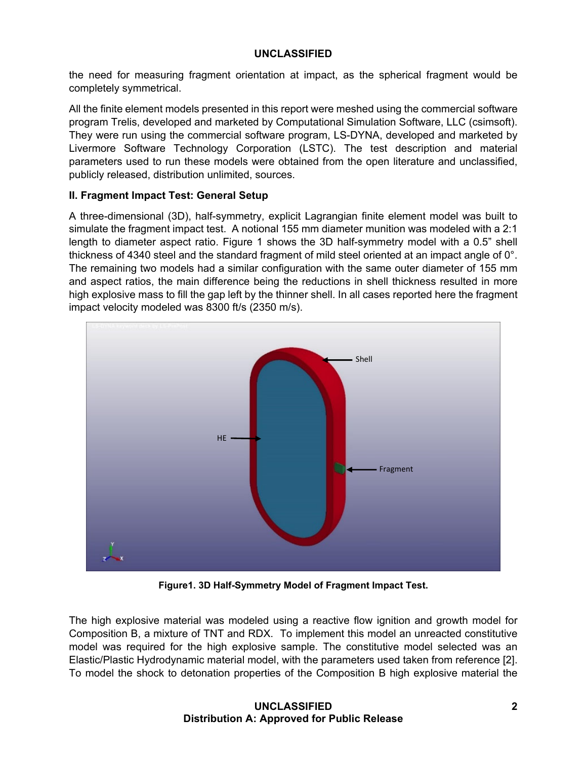the need for measuring fragment orientation at impact, as the spherical fragment would be completely symmetrical.

All the finite element models presented in this report were meshed using the commercial software program Trelis, developed and marketed by Computational Simulation Software, LLC (csimsoft). They were run using the commercial software program, LS-DYNA, developed and marketed by Livermore Software Technology Corporation (LSTC). The test description and material parameters used to run these models were obtained from the open literature and unclassified, publicly released, distribution unlimited, sources.

### II. Fragment Impact Test: General Setup

A three-dimensional (3D), half-symmetry, explicit Lagrangian finite element model was built to simulate the fragment impact test. A notional 155 mm diameter munition was modeled with a 2:1 length to diameter aspect ratio. Figure 1 shows the 3D half-symmetry model with a 0.5" shell thickness of 4340 steel and the standard fragment of mild steel oriented at an impact angle of 0°. The remaining two models had a similar configuration with the same outer diameter of 155 mm and aspect ratios, the main difference being the reductions in shell thickness resulted in more high explosive mass to fill the gap left by the thinner shell. In all cases reported here the fragment impact velocity modeled was 8300 ft/s (2350 m/s).

**Figure1. 3D Half-Symmetry Model of Fragment Impact Test.**

The high explosive material was modeled using a reactive flow ignition and growth model for Composition B, a mixture of TNT and RDX. To implement this model an unreacted constitutive model was required for the high explosive sample. The constitutive model selected was an Elastic/Plastic Hydrodynamic material model, with the parameters used taken from reference [2]. To model the shock to detonation properties of the Composition B high explosive material the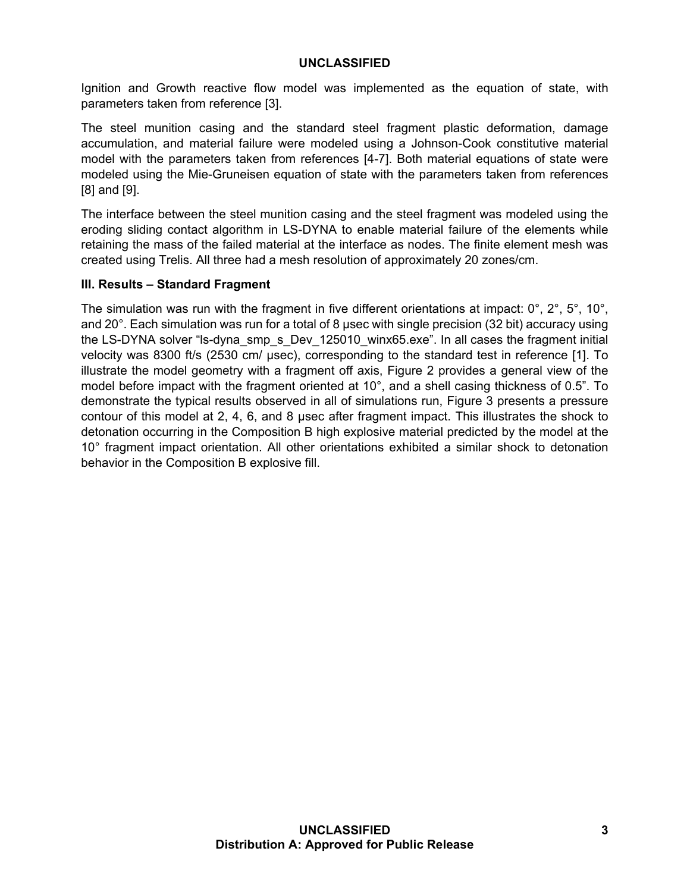Ignition and Growth reactive flow model was implemented as the equation of state, with parameters taken from reference [3].

The steel munition casing and the standard steel fragment plastic deformation, damage accumulation, and material failure were modeled using a Johnson-Cook constitutive material model with the parameters taken from references [4-7]. Both material equations of state were modeled using the Mie-Gruneisen equation of state with the parameters taken from references [8] and [9].

The interface between the steel munition casing and the steel fragment was modeled using the eroding sliding contact algorithm in LS-DYNA to enable material failure of the elements while retaining the mass of the failed material at the interface as nodes. The finite element mesh was created using Trelis. All three had a mesh resolution of approximately 20 zones/cm.

### III. Results – Standard Fragment

The simulation was run with the fragment in five different orientations at impact: 0°, 2°, 5°, 10°, and 20°. Each simulation was run for a total of 8 μsec with single precision (32 bit) accuracy using the LS-DYNA solver "ls-dyna_smp_s_Dev_125010_winx65.exe". In all cases the fragment initial velocity was 8300 ft/s (2530 cm/ μsec), corresponding to the standard test in reference [1]. To illustrate the model geometry with a fragment off axis, Figure 2 provides a general view of the model before impact with the fragment oriented at 10°, and a shell casing thickness of 0.5". To demonstrate the typical results observed in all of simulations run, Figure 3 presents a pressure contour of this model at 2, 4, 6, and 8 μsec after fragment impact. This illustrates the shock to detonation occurring in the Composition B high explosive material predicted by the model at the 10° fragment impact orientation. All other orientations exhibited a similar shock to detonation behavior in the Composition B explosive fill.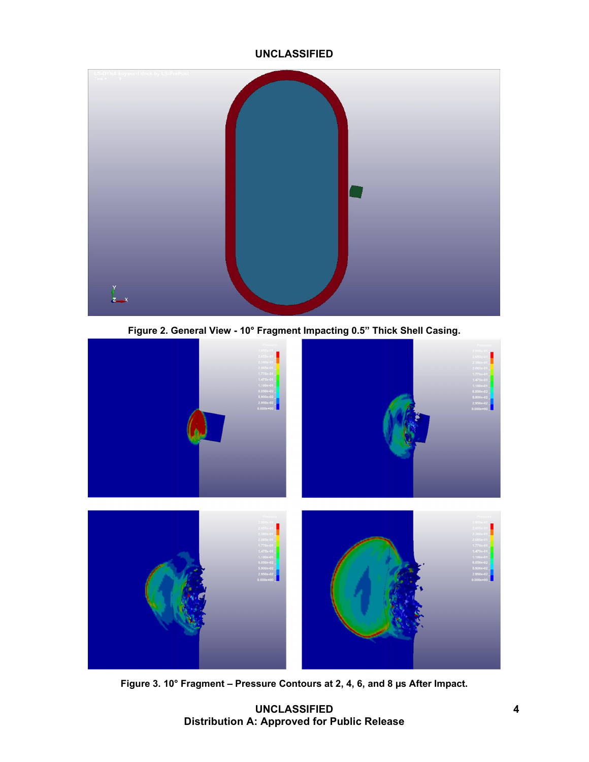Figure 2. General View - 10° Fragment Impacting 0.5” Thick Shell Casing.

Figure 3. 10° Fragment – Pressure Contours at 2, 4, 6, and 8 μs After Impact.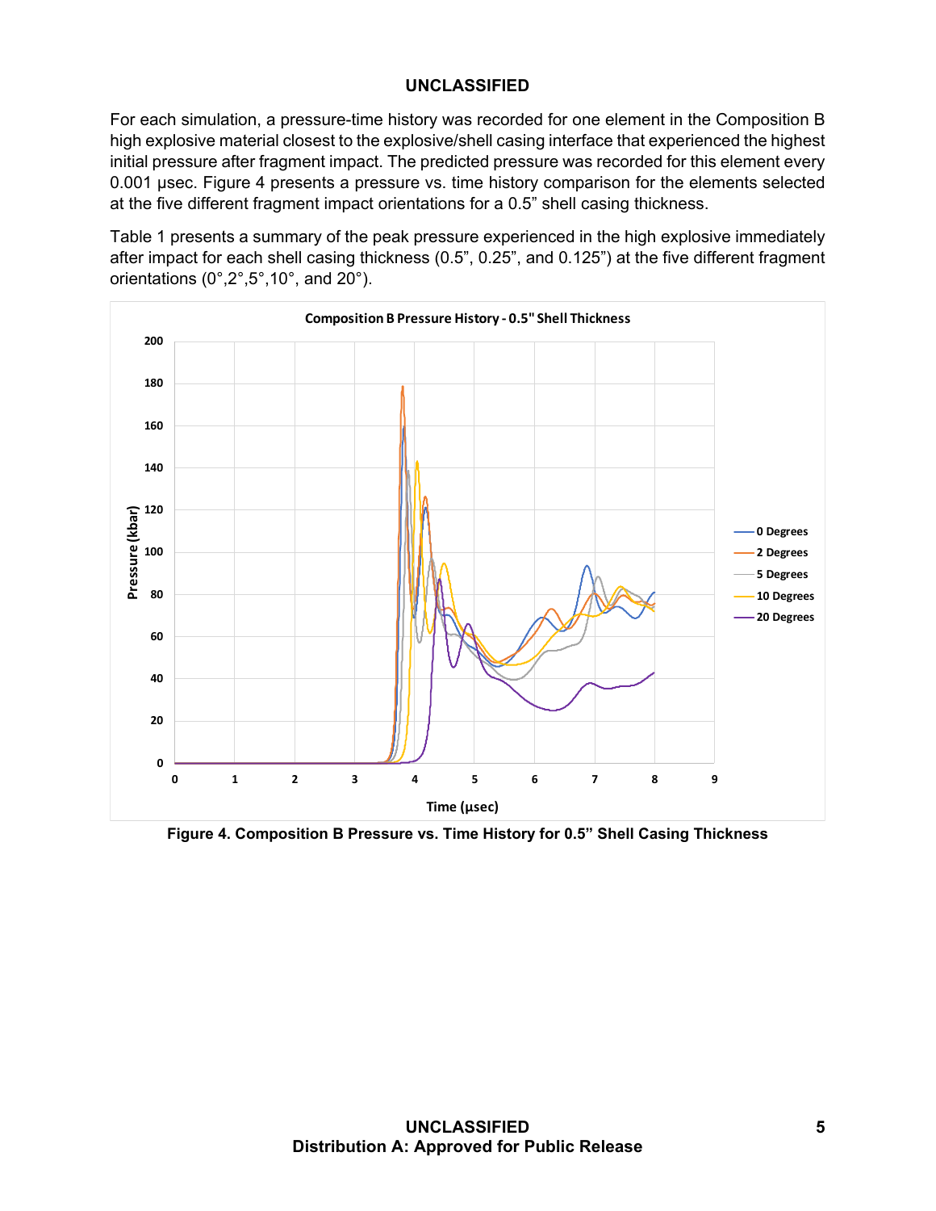For each simulation, a pressure-time history was recorded for one element in the Composition B high explosive material closest to the explosive/shell casing interface that experienced the highest initial pressure after fragment impact. The predicted pressure was recorded for this element every 0.001 µsec. Figure 4 presents a pressure vs. time history comparison for the elements selected at the five different fragment impact orientations for a 0.5” shell casing thickness.

Table 1 presents a summary of the peak pressure experienced in the high explosive immediately after impact for each shell casing thickness (0.5”, 0.25”, and 0.125”) at the five different fragment orientations (0°,2°,5°,10°, and 20°).

**Figure 4. Composition B Pressure vs. Time History for 0.5” Shell Casing Thickness**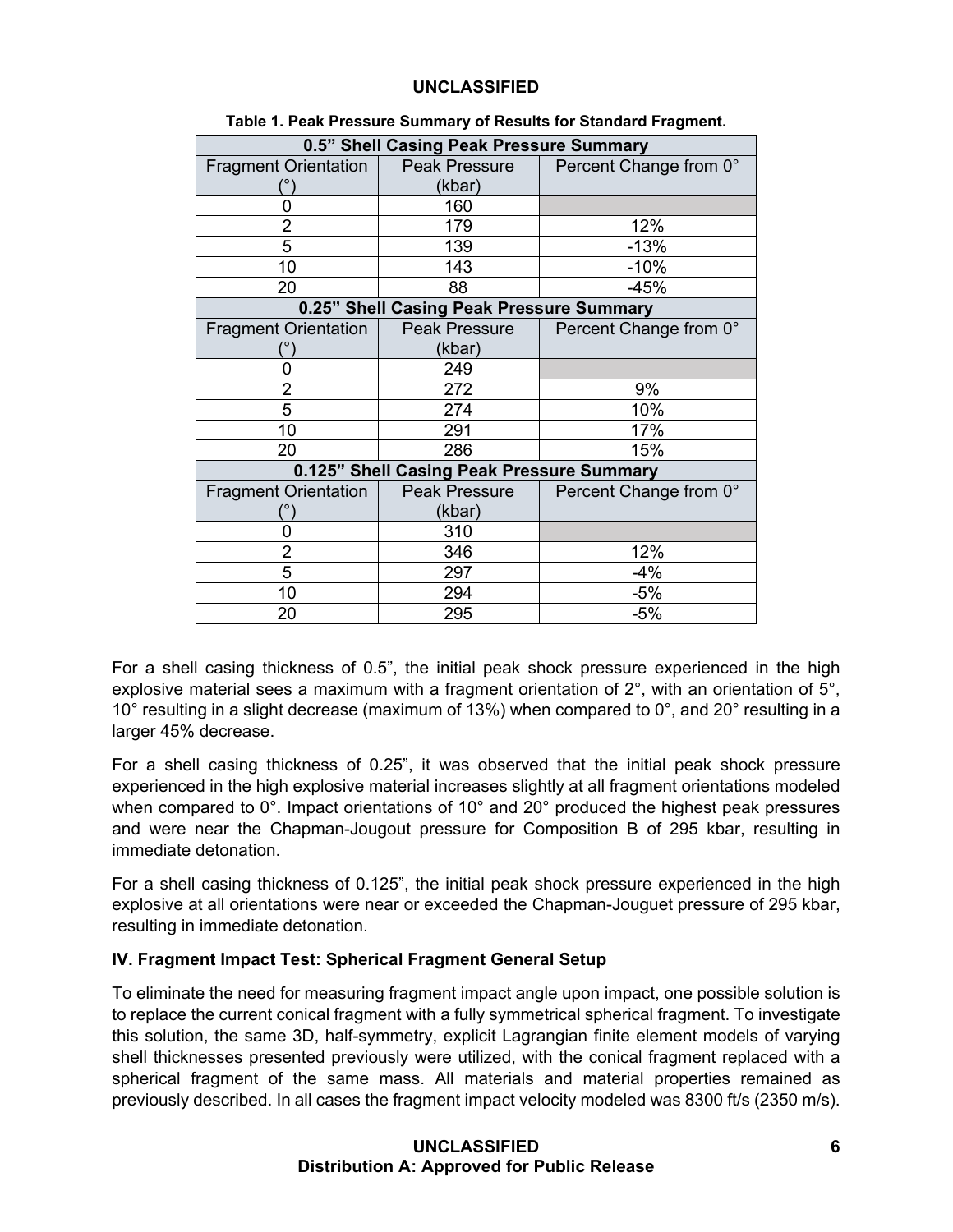**Table 1. Peak Pressure Summary of Results for Standard Fragment.**

| 0.5" Shell Casing Peak Pressure Summary | | |
|---|---|---|
| Fragment Orientation (°) | Peak Pressure (kbar) | Percent Change from 0° |
| 0 | 160 | |
| 2 | 179 | 12% |
| 5 | 139 | -13% |
| 10 | 143 | -10% |
| 20 | 88 | -45% |
| **0.25" Shell Casing Peak Pressure Summary** | | |
| Fragment Orientation (°) | Peak Pressure (kbar) | Percent Change from 0° |
| 0 | 249 | |
| 2 | 272 | 9% |
| 5 | 274 | 10% |
| 10 | 291 | 17% |
| 20 | 286 | 15% |
| **0.125" Shell Casing Peak Pressure Summary** | | |
| Fragment Orientation (°) | Peak Pressure (kbar) | Percent Change from 0° |
| 0 | 310 | |
| 2 | 346 | 12% |
| 5 | 297 | -4% |
| 10 | 294 | -5% |
| 20 | 295 | -5% |

For a shell casing thickness of 0.5", the initial peak shock pressure experienced in the high explosive material sees a maximum with a fragment orientation of 2°, with an orientation of 5°, 10° resulting in a slight decrease (maximum of 13%) when compared to 0°, and 20° resulting in a larger 45% decrease.

For a shell casing thickness of 0.25", it was observed that the initial peak shock pressure experienced in the high explosive material increases slightly at all fragment orientations modeled when compared to 0°. Impact orientations of 10° and 20° produced the highest peak pressures and were near the Chapman-Jougout pressure for Composition B of 295 kbar, resulting in immediate detonation.

For a shell casing thickness of 0.125", the initial peak shock pressure experienced in the high explosive at all orientations were near or exceeded the Chapman-Jouguet pressure of 295 kbar, resulting in immediate detonation.

### IV. Fragment Impact Test: Spherical Fragment General Setup

To eliminate the need for measuring fragment impact angle upon impact, one possible solution is to replace the current conical fragment with a fully symmetrical spherical fragment. To investigate this solution, the same 3D, half-symmetry, explicit Lagrangian finite element models of varying shell thicknesses presented previously were utilized, with the conical fragment replaced with a spherical fragment of the same mass. All materials and material properties remained as previously described. In all cases the fragment impact velocity modeled was 8300 ft/s (2350 m/s).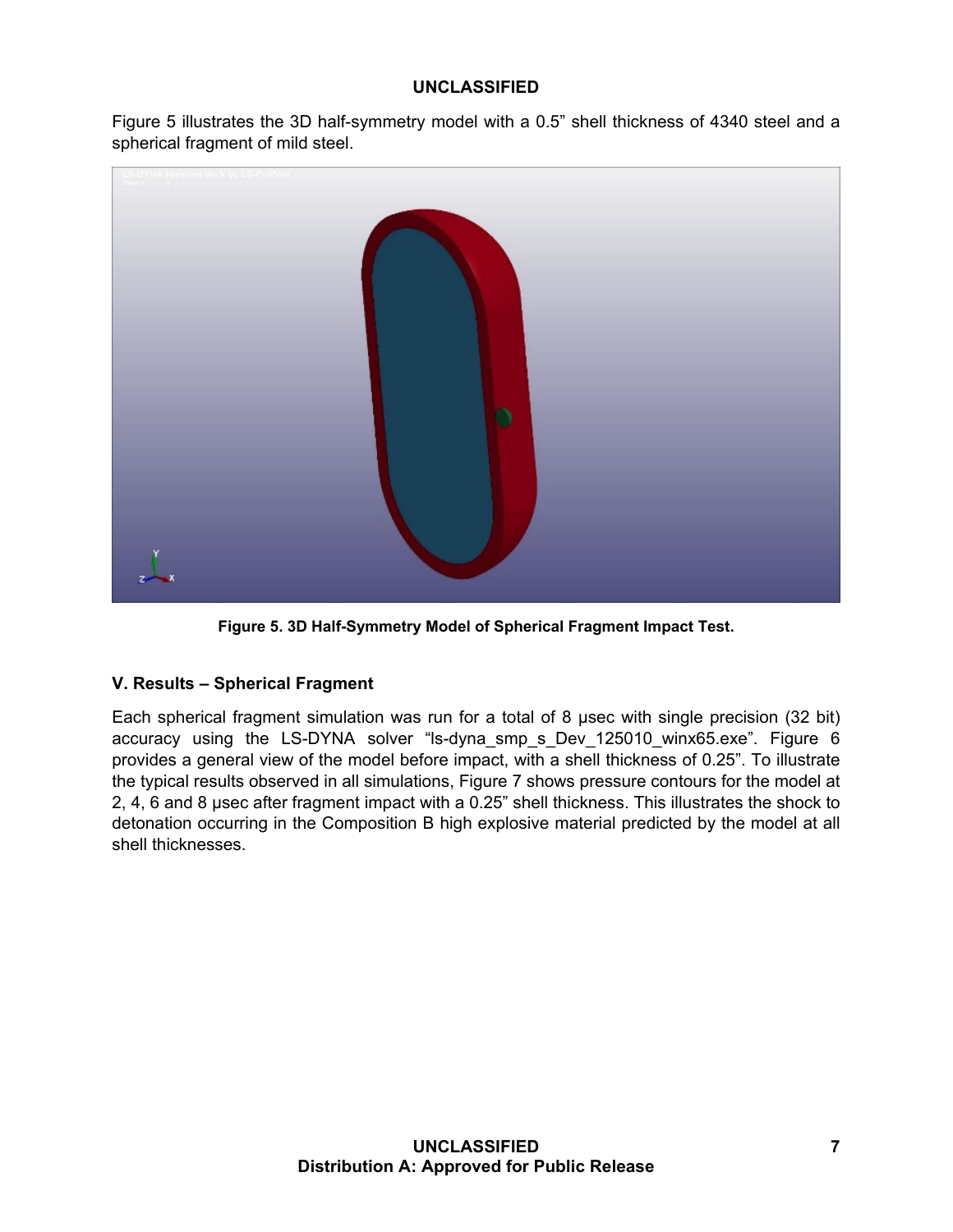Figure 5 illustrates the 3D half-symmetry model with a 0.5" shell thickness of 4340 steel and a spherical fragment of mild steel.

**Figure 5. 3D Half-Symmetry Model of Spherical Fragment Impact Test.**

## V. Results – Spherical Fragment

Each spherical fragment simulation was run for a total of 8 µsec with single precision (32 bit) accuracy using the LS-DYNA solver "ls-dyna_smp_s_Dev_125010_winx65.exe". Figure 6 provides a general view of the model before impact, with a shell thickness of 0.25". To illustrate the typical results observed in all simulations, Figure 7 shows pressure contours for the model at 2, 4, 6 and 8 µsec after fragment impact with a 0.25" shell thickness. This illustrates the shock to detonation occurring in the Composition B high explosive material predicted by the model at all shell thicknesses.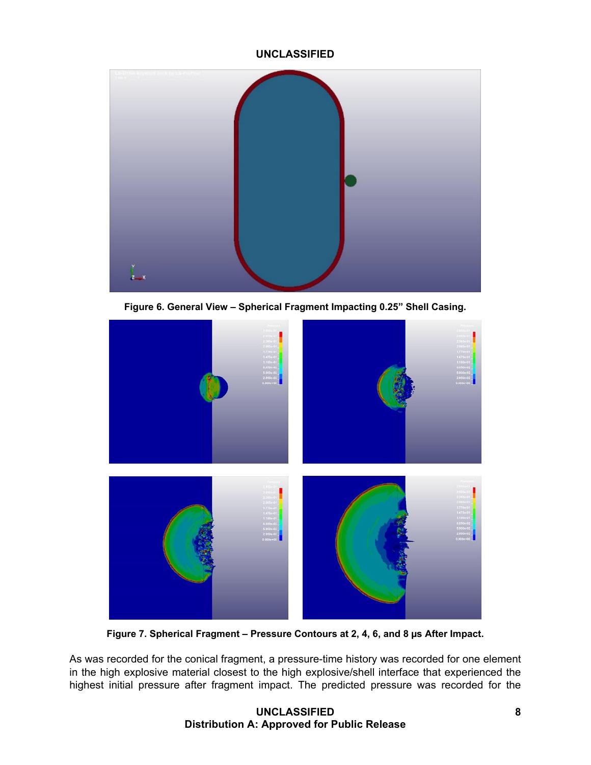Figure 6. General View – Spherical Fragment Impacting 0.25” Shell Casing.

Figure 7. Spherical Fragment – Pressure Contours at 2, 4, 6, and 8 μs After Impact.

As was recorded for the conical fragment, a pressure-time history was recorded for one element in the high explosive material closest to the high explosive/shell interface that experienced the highest initial pressure after fragment impact. The predicted pressure was recorded for the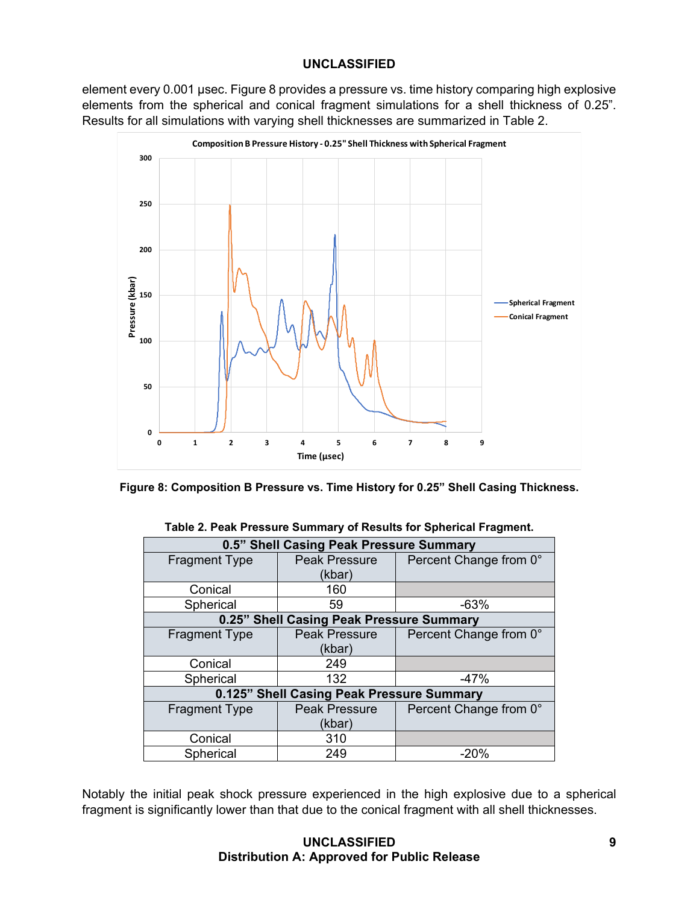element every 0.001 μsec. Figure 8 provides a pressure vs. time history comparing high explosive elements from the spherical and conical fragment simulations for a shell thickness of 0.25". Results for all simulations with varying shell thicknesses are summarized in Table 2.

**Figure 8: Composition B Pressure vs. Time History for 0.25" Shell Casing Thickness.**

**Table 2. Peak Pressure Summary of Results for Spherical Fragment.**

| **0.5" Shell Casing Peak Pressure Summary** | | |
|---|---|---|
| Fragment Type | Peak Pressure (kbar) | Percent Change from 0° |
| Conical | 160 | |
| Spherical | 59 | -63% |
| **0.25" Shell Casing Peak Pressure Summary** | | |
| Fragment Type | Peak Pressure (kbar) | Percent Change from 0° |
| Conical | 249 | |
| Spherical | 132 | -47% |
| **0.125" Shell Casing Peak Pressure Summary** | | |
| Fragment Type | Peak Pressure (kbar) | Percent Change from 0° |
| Conical | 310 | |
| Spherical | 249 | -20% |

Notably the initial peak shock pressure experienced in the high explosive due to a spherical fragment is significantly lower than that due to the conical fragment with all shell thicknesses.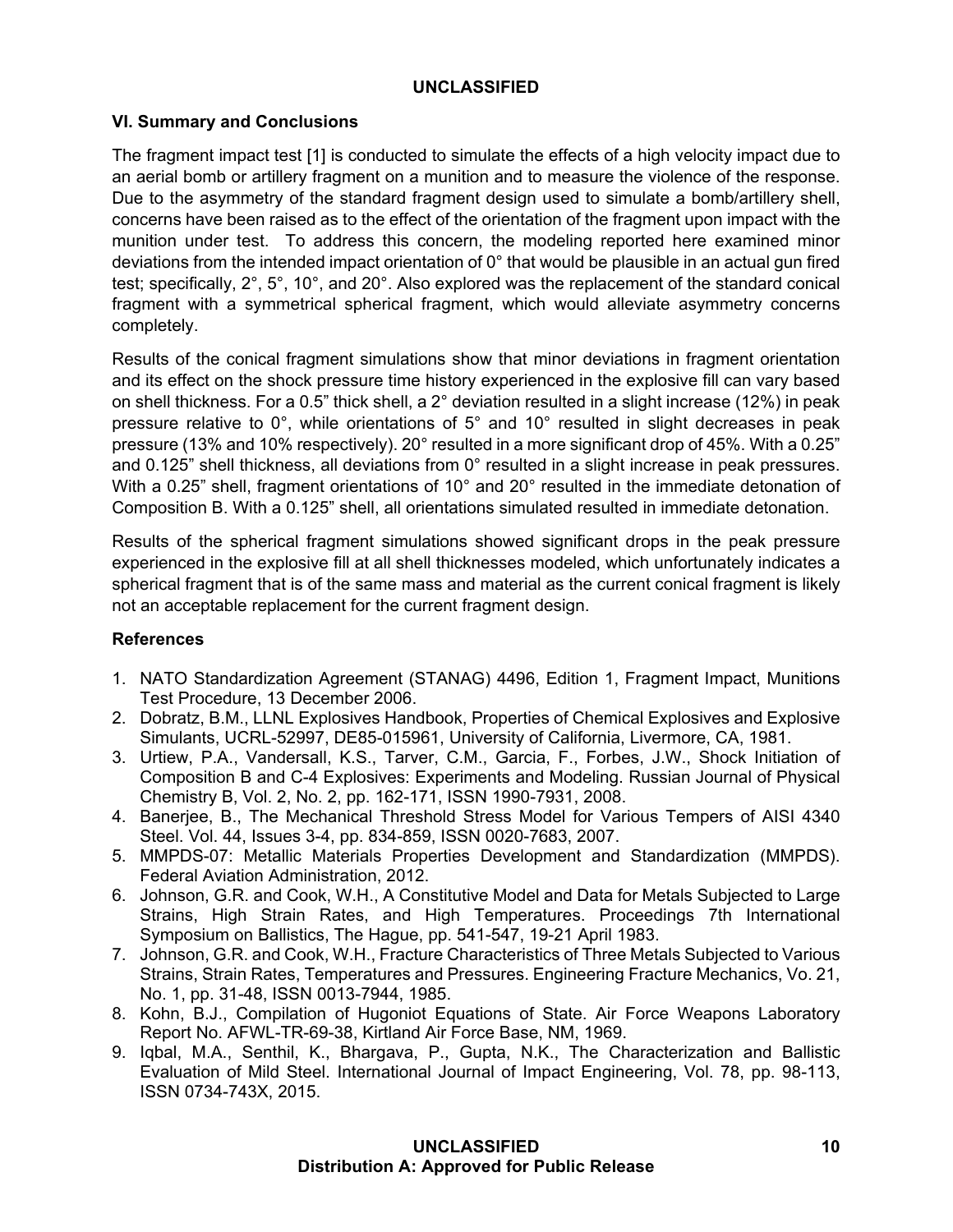## VI. Summary and Conclusions

The fragment impact test [1] is conducted to simulate the effects of a high velocity impact due to an aerial bomb or artillery fragment on a munition and to measure the violence of the response. Due to the asymmetry of the standard fragment design used to simulate a bomb/artillery shell, concerns have been raised as to the effect of the orientation of the fragment upon impact with the munition under test. To address this concern, the modeling reported here examined minor deviations from the intended impact orientation of 0° that would be plausible in an actual gun fired test; specifically, 2°, 5°, 10°, and 20°. Also explored was the replacement of the standard conical fragment with a symmetrical spherical fragment, which would alleviate asymmetry concerns completely.

Results of the conical fragment simulations show that minor deviations in fragment orientation and its effect on the shock pressure time history experienced in the explosive fill can vary based on shell thickness. For a 0.5" thick shell, a 2° deviation resulted in a slight increase (12%) in peak pressure relative to 0°, while orientations of 5° and 10° resulted in slight decreases in peak pressure (13% and 10% respectively). 20° resulted in a more significant drop of 45%. With a 0.25" and 0.125" shell thickness, all deviations from 0° resulted in a slight increase in peak pressures. With a 0.25" shell, fragment orientations of 10° and 20° resulted in the immediate detonation of Composition B. With a 0.125" shell, all orientations simulated resulted in immediate detonation.

Results of the spherical fragment simulations showed significant drops in the peak pressure experienced in the explosive fill at all shell thicknesses modeled, which unfortunately indicates a spherical fragment that is of the same mass and material as the current conical fragment is likely not an acceptable replacement for the current fragment design.

## References

1. NATO Standardization Agreement (STANAG) 4496, Edition 1, Fragment Impact, Munitions Test Procedure, 13 December 2006.
2. Dobratz, B.M., LLNL Explosives Handbook, Properties of Chemical Explosives and Explosive Simulants, UCRL-52997, DE85-015961, University of California, Livermore, CA, 1981.
3. Urtiew, P.A., Vandersall, K.S., Tarver, C.M., Garcia, F., Forbes, J.W., Shock Initiation of Composition B and C-4 Explosives: Experiments and Modeling. Russian Journal of Physical Chemistry B, Vol. 2, No. 2, pp. 162-171, ISSN 1990-7931, 2008.
4. Banerjee, B., The Mechanical Threshold Stress Model for Various Tempers of AISI 4340 Steel. Vol. 44, Issues 3-4, pp. 834-859, ISSN 0020-7683, 2007.
5. MMPDS-07: Metallic Materials Properties Development and Standardization (MMPDS). Federal Aviation Administration, 2012.
6. Johnson, G.R. and Cook, W.H., A Constitutive Model and Data for Metals Subjected to Large Strains, High Strain Rates, and High Temperatures. Proceedings 7th International Symposium on Ballistics, The Hague, pp. 541-547, 19-21 April 1983.
7. Johnson, G.R. and Cook, W.H., Fracture Characteristics of Three Metals Subjected to Various Strains, Strain Rates, Temperatures and Pressures. Engineering Fracture Mechanics, Vo. 21, No. 1, pp. 31-48, ISSN 0013-7944, 1985.
8. Kohn, B.J., Compilation of Hugoniot Equations of State. Air Force Weapons Laboratory Report No. AFWL-TR-69-38, Kirtland Air Force Base, NM, 1969.
9. Iqbal, M.A., Senthil, K., Bhargava, P., Gupta, N.K., The Characterization and Ballistic Evaluation of Mild Steel. International Journal of Impact Engineering, Vol. 78, pp. 98-113, ISSN 0734-743X, 2015.